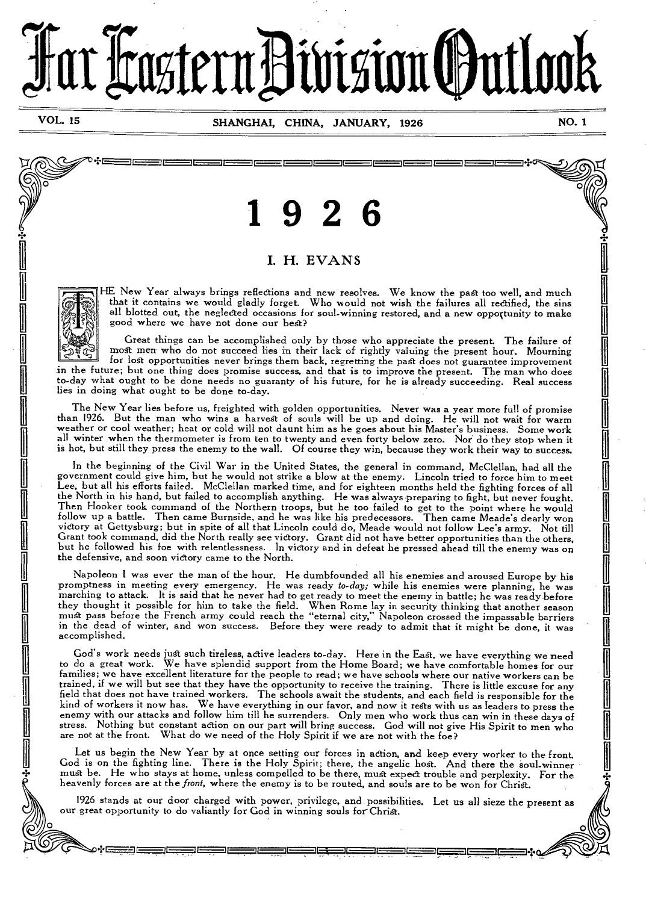# Far Eastern Division Outlook

VOL. 15 SHANGHAI, CHINA, JANUARY, 1926 NO. 1

## 1926

### I. H. EVANS

THE New Year always brings reflections and new resolves. We know the past too well, and much that it contains we would gladly forget. Who would not wish the failures all rectified, the sins all blotted out, the neglected occasions for soul-winning restored, and a new opportunity to make good where we have not done our best?

Great things can be accomplished only by those who appreciate the present. The failure of most men who do not succeed lies in their lack of rightly valuing the present hour. Mourning for lost opportunities never brings them back, regretting the past does not guarantee improvement in the future; but one thing does promise success, and that is to improve the present. The man who does to-day what ought to be done needs no guaranty of his future, for he is already succeeding. Real success lies in doing what ought to be done to-day.

The New Year lies before us, freighted with golden opportunities. Never was a year more full of promise than 1926. But the man who wins a harvest of souls will be up and doing. He will not wait for warm weather or cool weather; heat or cold will not daunt him as he goes about his Master's business. Some work all winter when the thermometer is from ten to twenty and even forty below zero. Nor do they stop when it is hot, but still they press the enemy to the wall. Of course they win, because they work their way to success.

In the beginning of the Civil War in the United States, the general in command, McClellan, had all the government could give him, but he would not strike a blow at the enemy. Lincoln tried to force him to meet Lee, but all his efforts failed. McClellan marked time, and for eighteen months held the fighting forces of all the North in his hand, but failed to accomplish anything. He was always preparing to fight, but never fought. Then Hooker took command of the Northern troops, but he too failed to get to the point where he would follow up a battle. Then came Burnside, and he was like his predecessors. Then came Meade's dearly won victory at Gettysburg; but in spite of all that Lincoln could do, Meade would not follow Lee's army. Not till Grant took command, did the North really see victory. Grant did not have better opportunities than the others, but he followed his foe with relentlessness. In victory and in defeat he pressed ahead till the enemy was on the defensive, and soon victory came to the North.

Napoleon I was ever the man of the hour. He dumbfounded all his enemies and aroused Europe by his promptness in meeting every emergency. He was ready *to-day;* while his enemies were planning, he was marching to attack. It is said that he never had to get ready to meet the enemy in battle; he was ready before they thought it possible for him to take the field. When Rome lay in security thinking that another season must pass before the French army could reach the "eternal city," Napoleon crossed the impassable barriers in the dead of winter, and won success. Before they were ready to admit that it might be done, it was accomplished.

God's work needs just such tireless, active leaders to-day. Here in the East, we have everything we need to do a great work. We have splendid support from the Home Board; we have comfortable homes for our families; we have excellent literature for the people to read; we have schools where our native workers can be trained, if we will but see that they have the opportunity to receive the training. There is little excuse for any field that does not have trained workers. The schools await the students, and each field is responsible for the kind of workers it now has. We have everything in our favor, and now it rests with us as leaders to press the enemy with our attacks and follow him till he surrenders. Only men who work thus can win in these days of stress. Nothing but constant action on our part will bring success. God will not give His Spirit to men who are not at the front. What do we need of the Holy Spirit if we are not with the foe?

Let us begin the New Year by at once setting our forces in action, and keep every worker to the front. God is on the fighting line. There is the Holy Spirit; there, the angelic host. And there the soul-winner must be. He who stays at home, unless compelled to be there, must expect trouble and perplexity. For the heavenly forces are at the *front,* where the enemy is to be routed, and souls are to be won for Christ.

1926 stands at our door charged with power, privilege, and possibilities. Let us all sieze the present as our great opportunity to do valiantly for God in winning souls for Christ.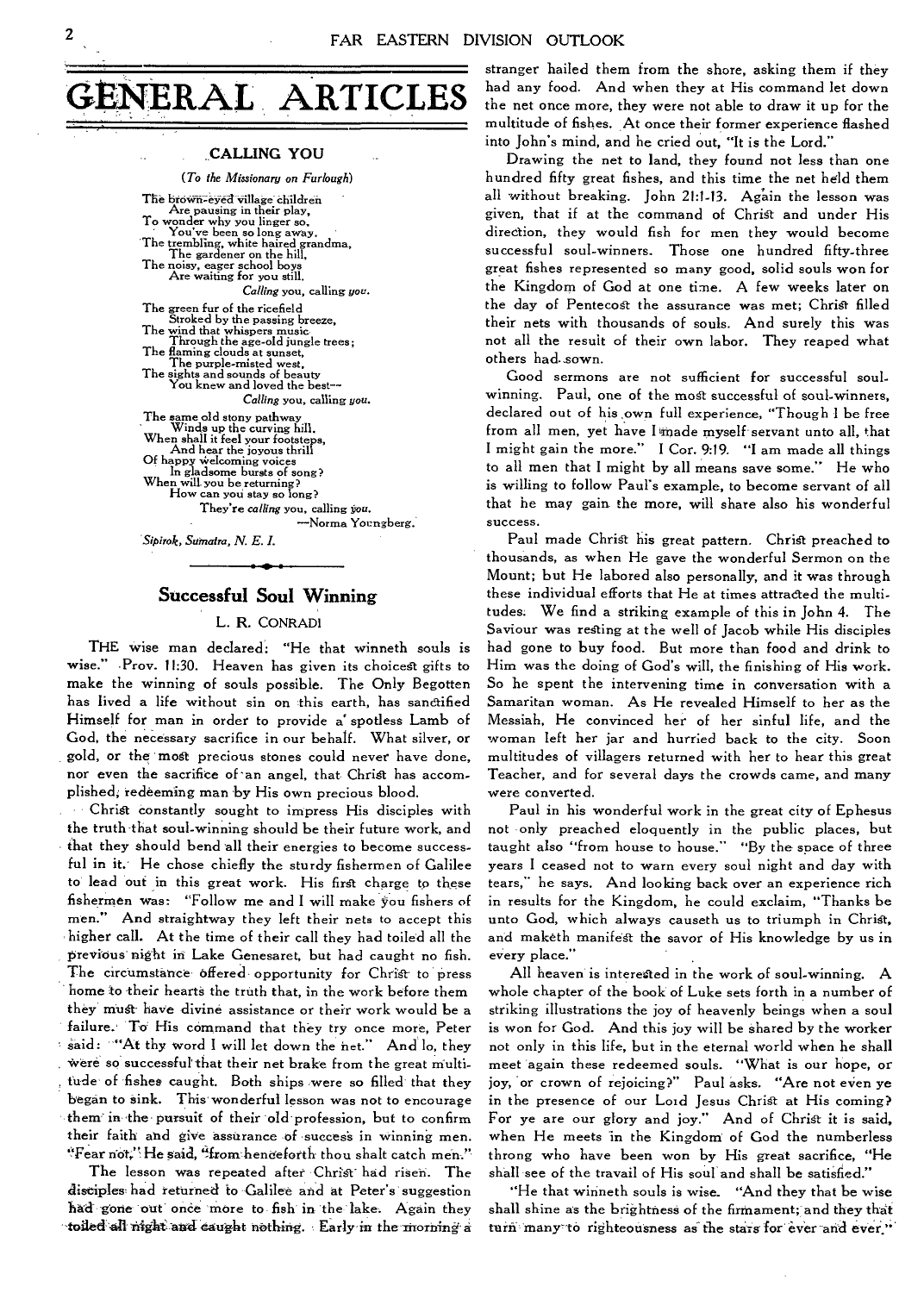# GENERAL ARTICLES

## CALLING YOU

*(To the Missionary on Furlough)*

The brown-eyed village children
Are pausing in their play,
To wonder why you linger so,
You've been so long away.
The trembling, white haired grandma,
The gardener on the hill,
The noisy, eager school boys
Are waiting for you still.
*Calling* you, calling *you*.

The green fur of the ricefield
Stroked by the passing breeze,
The wind that whispers music
Through the age-old jungle trees;
The flaming clouds at sunset,
The purple-misted west,
The sights and sounds of beauty
You knew and loved the best—
*Calling* you, calling *you*.

The same old stony pathway
Winds up the curving hill.
When shall it feel your footsteps,
And hear the joyous thrill
Of happy welcoming voices
In gladsome bursts of song?
When will you be returning?
How can you stay so long?
They're *calling* you, calling *you*.

—Norma Youngberg.

*Sipirok, Sumatra, N. E. I.*

## Successful Soul Winning

L. R. CONRADI

THE wise man declared: "He that winneth souls is wise." Prov. 11:30. Heaven has given its choicest gifts to make the winning of souls possible. The Only Begotten has lived a life without sin on this earth, has sanctified Himself for man in order to provide a spotless Lamb of God, the necessary sacrifice in our behalf. What silver, or gold, or the most precious stones could never have done, nor even the sacrifice of an angel, that Christ has accomplished, redeeming man by His own precious blood.

Christ constantly sought to impress His disciples with the truth that soul-winning should be their future work, and that they should bend all their energies to become successful in it. He chose chiefly the sturdy fishermen of Galilee to lead out in this great work. His first charge to these fishermen was: "Follow me and I will make you fishers of men." And straightway they left their nets to accept this higher call. At the time of their call they had toiled all the previous night in Lake Genesaret, but had caught no fish. The circumstance offered opportunity for Christ to press home to their hearts the truth that, in the work before them they must have divine assistance or their work would be a failure. To His command that they try once more, Peter said: "At thy word I will let down the net." And lo, they were so successful that their net brake from the great multitude of fishes caught. Both ships were so filled that they began to sink. This wonderful lesson was not to encourage them in the pursuit of their old profession, but to confirm their faith and give assurance of success in winning men. "Fear not," He said, "from henceforth thou shalt catch men."

The lesson was repeated after Christ had risen. The disciples had returned to Galilee and at Peter's suggestion had gone out once more to fish in the lake. Again they toiled all night and caught nothing. Early in the morning a stranger hailed them from the shore, asking them if they had any food. And when they at His command let down the net once more, they were not able to draw it up for the multitude of fishes. At once their former experience flashed into John's mind, and he cried out, "It is the Lord."

Drawing the net to land, they found not less than one hundred fifty great fishes, and this time the net held them all without breaking. John 21:1-13. Again the lesson was given, that if at the command of Christ and under His direction, they would fish for men they would become successful soul-winners. Those one hundred fifty-three great fishes represented so many good, solid souls won for the Kingdom of God at one time. A few weeks later on the day of Pentecost the assurance was met; Christ filled their nets with thousands of souls. And surely this was not all the result of their own labor. They reaped what others had sown.

Good sermons are not sufficient for successful soul-winning. Paul, one of the most successful of soul-winners, declared out of his own full experience, "Though I be free from all men, yet have I made myself servant unto all, that I might gain the more." I Cor. 9:19. "I am made all things to all men that I might by all means save some." He who is willing to follow Paul's example, to become servant of all that he may gain the more, will share also his wonderful success.

Paul made Christ his great pattern. Christ preached to thousands, as when He gave the wonderful Sermon on the Mount; but He labored also personally, and it was through these individual efforts that He at times attracted the multitudes. We find a striking example of this in John 4. The Saviour was resting at the well of Jacob while His disciples had gone to buy food. But more than food and drink to Him was the doing of God's will, the finishing of His work. So he spent the intervening time in conversation with a Samaritan woman. As He revealed Himself to her as the Messiah, He convinced her of her sinful life, and the woman left her jar and hurried back to the city. Soon multitudes of villagers returned with her to hear this great Teacher, and for several days the crowds came, and many were converted.

Paul in his wonderful work in the great city of Ephesus not only preached eloquently in the public places, but taught also "from house to house." "By the space of three years I ceased not to warn every soul night and day with tears," he says. And looking back over an experience rich in results for the Kingdom, he could exclaim, "Thanks be unto God, which always causeth us to triumph in Christ, and maketh manifest the savor of His knowledge by us in every place."

All heaven is interested in the work of soul-winning. A whole chapter of the book of Luke sets forth in a number of striking illustrations the joy of heavenly beings when a soul is won for God. And this joy will be shared by the worker not only in this life, but in the eternal world when he shall meet again these redeemed souls. "What is our hope, or joy, or crown of rejoicing?" Paul asks. "Are not even ye in the presence of our Lord Jesus Christ at His coming? For ye are our glory and joy." And of Christ it is said, when He meets in the Kingdom of God the numberless throng who have been won by His great sacrifice, "He shall see of the travail of His soul and shall be satisfied."

"He that winneth souls is wise." "And they that be wise shall shine as the brightness of the firmament; and they that turn many to righteousness as the stars for ever and ever."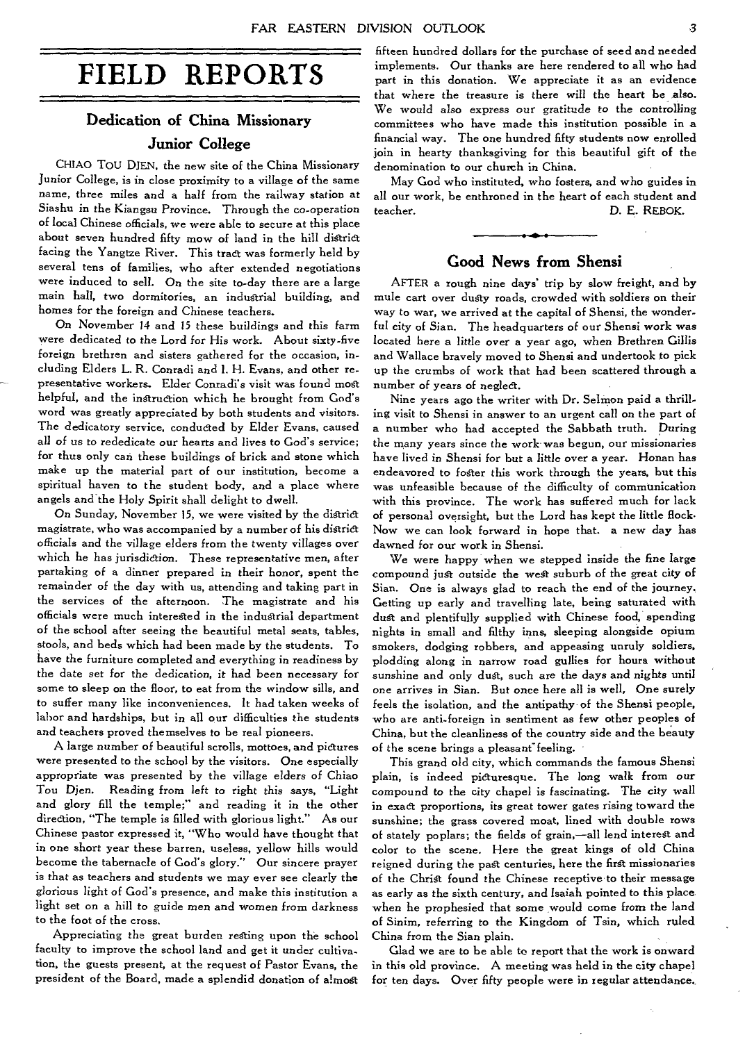# FIELD REPORTS

## Dedication of China Missionary Junior College

CHIAO TOU DJEN, the new site of the China Missionary Junior College, is in close proximity to a village of the same name, three miles and a half from the railway station at Siashu in the Kiangsu Province. Through the co-operation of local Chinese officials, we were able to secure at this place about seven hundred fifty mow of land in the hill district facing the Yangtze River. This tract was formerly held by several tens of families, who after extended negotiations were induced to sell. On the site to-day there are a large main hall, two dormitories, an industrial building, and homes for the foreign and Chinese teachers.

On November 14 and 15 these buildings and this farm were dedicated to the Lord for His work. About sixty-five foreign brethren and sisters gathered for the occasion, including Elders L. R. Conradi and I. H. Evans, and other representative workers. Elder Conradi's visit was found most helpful, and the instruction which he brought from God's word was greatly appreciated by both students and visitors. The dedicatory service, conducted by Elder Evans, caused all of us to rededicate our hearts and lives to God's service; for thus only can these buildings of brick and stone which make up the material part of our institution, become a spiritual haven to the student body, and a place where angels and the Holy Spirit shall delight to dwell.

On Sunday, November 15, we were visited by the district magistrate, who was accompanied by a number of his district officials and the village elders from the twenty villages over which he has jurisdiction. These representative men, after partaking of a dinner prepared in their honor, spent the remainder of the day with us, attending and taking part in the services of the afternoon. The magistrate and his officials were much interested in the industrial department of the school after seeing the beautiful metal seats, tables, stools, and beds which had been made by the students. To have the furniture completed and everything in readiness by the date set for the dedication, it had been necessary for some to sleep on the floor, to eat from the window sills, and to suffer many like inconveniences. It had taken weeks of labor and hardships, but in all our difficulties the students and teachers proved themselves to be real pioneers.

A large number of beautiful scrolls, mottoes, and pictures were presented to the school by the visitors. One especially appropriate was presented by the village elders of Chiao Tou Djen. Reading from left to right this says, "Light and glory fill the temple;" and reading it in the other direction, "The temple is filled with glorious light." As our Chinese pastor expressed it, "Who would have thought that in one short year these barren, useless, yellow hills would become the tabernacle of God's glory." Our sincere prayer is that as teachers and students we may ever see clearly the glorious light of God's presence, and make this institution a light set on a hill to guide men and women from darkness to the foot of the cross.

Appreciating the great burden resting upon the school faculty to improve the school land and get it under cultivation, the guests present, at the request of Pastor Evans, the president of the Board, made a splendid donation of almost fifteen hundred dollars for the purchase of seed and needed implements. Our thanks are here rendered to all who had part in this donation. We appreciate it as an evidence that where the treasure is there will the heart be also. We would also express our gratitude to the controlling committees who have made this institution possible in a financial way. The one hundred fifty students now enrolled join in hearty thanksgiving for this beautiful gift of the denomination to our church in China.

May God who instituted, who fosters, and who guides in all our work, be enthroned in the heart of each student and teacher.

D. E. REBOK.

## Good News from Shensi

AFTER a rough nine days' trip by slow freight, and by mule cart over dusty roads, crowded with soldiers on their way to war, we arrived at the capital of Shensi, the wonderful city of Sian. The headquarters of our Shensi work was located here a little over a year ago, when Brethren Gillis and Wallace bravely moved to Shensi and undertook to pick up the crumbs of work that had been scattered through a number of years of neglect.

Nine years ago the writer with Dr. Selmon paid a thrilling visit to Shensi in answer to an urgent call on the part of a number who had accepted the Sabbath truth. During the many years since the work was begun, our missionaries have lived in Shensi for but a little over a year. Honan has endeavored to foster this work through the years, but this was unfeasible because of the difficulty of communication with this province. The work has suffered much for lack of personal oversight, but the Lord has kept the little flock. Now we can look forward in hope that a new day has dawned for our work in Shensi.

We were happy when we stepped inside the fine large compound just outside the west suburb of the great city of Sian. One is always glad to reach the end of the journey. Getting up early and travelling late, being saturated with dust and plentifully supplied with Chinese food, spending nights in small and filthy inns, sleeping alongside opium smokers, dodging robbers, and appeasing unruly soldiers, plodding along in narrow road gullies for hours without sunshine and only dust, such are the days and nights until one arrives in Sian. But once here all is well. One surely feels the isolation, and the antipathy of the Shensi people, who are anti-foreign in sentiment as few other peoples of China, but the cleanliness of the country side and the beauty of the scene brings a pleasant feeling.

This grand old city, which commands the famous Shensi plain, is indeed picturesque. The long walk from our compound to the city chapel is fascinating. The city wall in exact proportions, its great tower gates rising toward the sunshine; the grass covered moat, lined with double rows of stately poplars; the fields of grain,—all lend interest and color to the scene. Here the great kings of old China reigned during the past centuries, here the first missionaries of the Christ found the Chinese receptive to their message as early as the sixth century, and Isaiah pointed to this place when he prophesied that some would come from the land of Sinim, referring to the Kingdom of Tsin, which ruled China from the Sian plain.

Glad we are to be able to report that the work is onward in this old province. A meeting was held in the city chapel for ten days. Over fifty people were in regular attendance.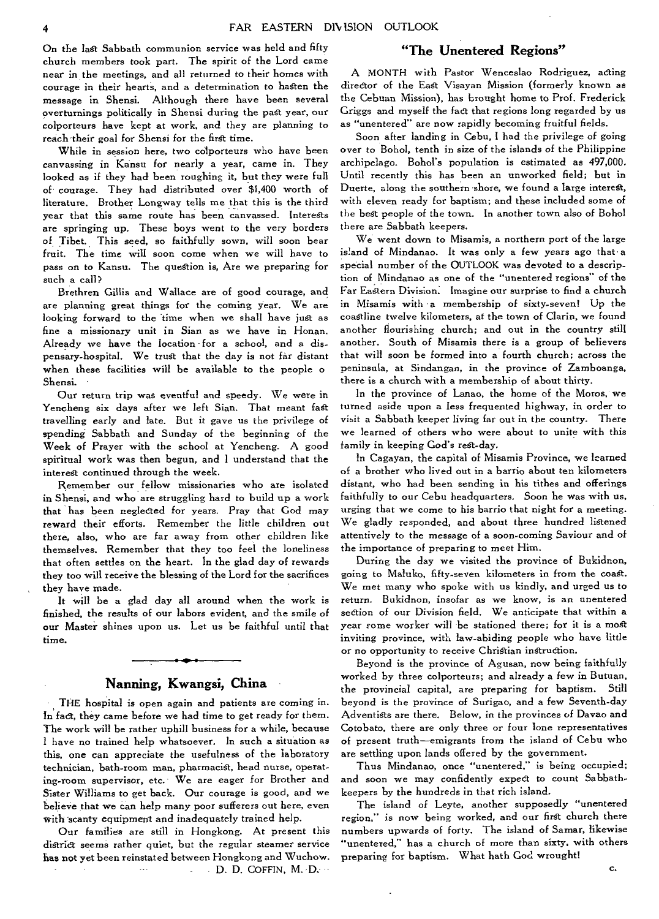On the last Sabbath communion service was held and fifty church members took part. The spirit of the Lord came near in the meetings, and all returned to their homes with courage in their hearts, and a determination to hasten the message in Shensi. Although there have been several overturnings politically in Shensi during the past year, our colporteurs have kept at work, and they are planning to reach their goal for Shensi for the first time.

While in session here, two colporteurs who have been canvassing in Kansu for nearly a year, came in. They looked as if they had been roughing it, but they were full of courage. They had distributed over $1,400 worth of literature. Brother Longway tells me that this is the third year that this same route has been canvassed. Interests are springing up. These boys went to the very borders of Tibet. This seed, so faithfully sown, will soon bear fruit. The time will soon come when we will have to pass on to Kansu. The question is, Are we preparing for such a call?

Brethren Gillis and Wallace are of good courage, and are planning great things for the coming year. We are looking forward to the time when we shall have just as fine a missionary unit in Sian as we have in Honan. Already we have the location for a school, and a dispensary-hospital. We trust that the day is not far distant when these facilities will be available to the people o Shensi.

Our return trip was eventful and speedy. We were in Yencheng six days after we left Sian. That meant fast travelling early and late. But it gave us the privilege of spending Sabbath and Sunday of the beginning of the Week of Prayer with the school at Yencheng. A good spiritual work was then begun, and I understand that the interest continued through the week.

Remember our fellow missionaries who are isolated in Shensi, and who are struggling hard to build up a work that has been neglected for years. Pray that God may reward their efforts. Remember the little children out there, also, who are far away from other children like themselves. Remember that they too feel the loneliness that often settles on the heart. In the glad day of rewards they too will receive the blessing of the Lord for the sacrifices they have made.

It will be a glad day all around when the work is finished, the results of our labors evident, and the smile of our Master shines upon us. Let us be faithful until that time.

## Nanning, Kwangsi, China

THE hospital is open again and patients are coming in. In fact, they came before we had time to get ready for them. The work will be rather uphill business for a while, because I have no trained help whatsoever. In such a situation as this, one can appreciate the usefulness of the laboratory technician, bath-room man, pharmacist, head nurse, operating-room supervisor, etc. We are eager for Brother and Sister Williams to get back. Our courage is good, and we believe that we can help many poor sufferers out here, even with scanty equipment and inadequately trained help.

Our families are still in Hongkong. At present this district seems rather quiet, but the regular steamer service has not yet been reinstated between Hongkong and Wuchow.

D. D. COFFIN, M. D.

## "The Unentered Regions"

A MONTH with Pastor Wenceslao Rodriguez, acting director of the East Visayan Mission (formerly known as the Cebuan Mission), has brought home to Prof. Frederick Griggs and myself the fact that regions long regarded by us as "unentered" are now rapidly becoming fruitful fields.

Soon after landing in Cebu, I had the privilege of going over to Bohol, tenth in size of the islands of the Philippine archipelago. Bohol's population is estimated as 497,000. Until recently this has been an unworked field; but in Duerte, along the southern shore, we found a large interest, with eleven ready for baptism; and these included some of the best people of the town. In another town also of Bohol there are Sabbath keepers.

We went down to Misamis, a northern port of the large island of Mindanao. It was only a few years ago that a special number of the OUTLOOK was devoted to a description of Mindanao as one of the "unentered regions" of the Far Eastern Division. Imagine our surprise to find a church in Misamis with a membership of sixty-seven! Up the coastline twelve kilometers, at the town of Clarin, we found another flourishing church; and out in the country still another. South of Misamis there is a group of believers that will soon be formed into a fourth church; across the peninsula, at Sindangan, in the province of Zamboanga, there is a church with a membership of about thirty.

In the province of Lanao, the home of the Moros, we turned aside upon a less frequented highway, in order to visit a Sabbath keeper living far out in the country. There we learned of others who were about to unite with this family in keeping God's rest-day.

In Cagayan, the capital of Misamis Province, we learned of a brother who lived out in a barrio about ten kilometers distant, who had been sending in his tithes and offerings faithfully to our Cebu headquarters. Soon he was with us, urging that we come to his barrio that night for a meeting. We gladly responded, and about three hundred listened attentively to the message of a soon-coming Saviour and of the importance of preparing to meet Him.

During the day we visited the province of Bukidnon, going to Maluko, fifty-seven kilometers in from the coast. We met many who spoke with us kindly, and urged us to return. Bukidnon, insofar as we know, is an unentered section of our Division field. We anticipate that within a year some worker will be stationed there; for it is a most inviting province, with law-abiding people who have little or no opportunity to receive Christian instruction.

Beyond is the province of Agusan, now being faithfully worked by three colporteurs; and already a few in Butuan, the provincial capital, are preparing for baptism. Still beyond is the province of Surigao, and a few Seventh-day Adventists are there. Below, in the provinces of Davao and Cotobato, there are only three or four lone representatives of present truth—emigrants from the island of Cebu who are settling upon lands offered by the government.

Thus Mindanao, once "unentered," is being occupied; and soon we may confidently expect to count Sabbath-keepers by the hundreds in that rich island.

The island of Leyte, another supposedly "unentered region," is now being worked, and our first church there numbers upwards of forty. The island of Samar, likewise "unentered," has a church of more than sixty, with others preparing for baptism. What hath God wrought!

C.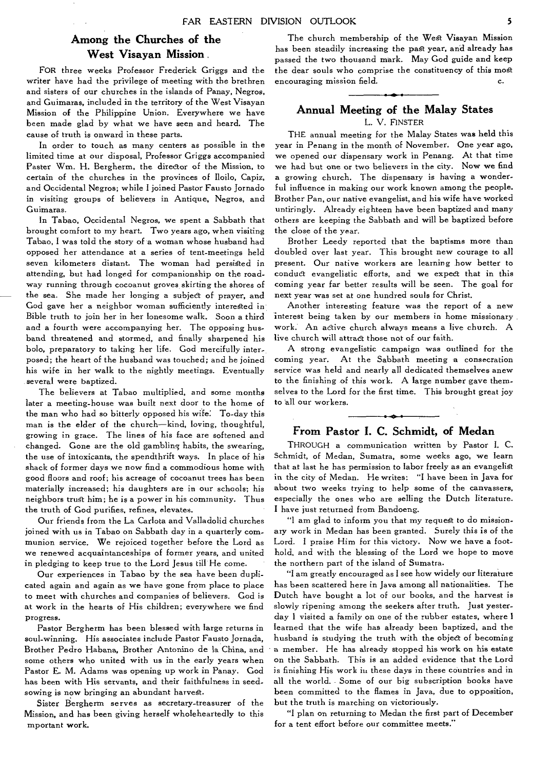## Among the Churches of the West Visayan Mission

FOR three weeks Professor Frederick Griggs and the writer have had the privilege of meeting with the brethren and sisters of our churches in the islands of Panay, Negros, and Guimaras, included in the territory of the West Visayan Mission of the Philippine Union. Everywhere we have been made glad by what we have seen and heard. The cause of truth is onward in these parts.

In order to touch as many centers as possible in the limited time at our disposal, Professor Griggs accompanied Paster Wm. H. Bergherm, the director of the Mission, to certain of the churches in the provinces of Iloilo, Capiz, and Occidental Negros; while I joined Pastor Fausto Jornado in visiting groups of believers in Antique, Negros, and Guimaras.

In Tabao, Occidental Negros, we spent a Sabbath that brought comfort to my heart. Two years ago, when visiting Tabao, I was told the story of a woman whose husband had opposed her attendance at a series of tent-meetings held seven kilometers distant. The woman had persisted in attending, but had longed for companionship on the roadway running through cocoanut groves skirting the shores of the sea. She made her longing a subject of prayer, and God gave her a neighbor woman sufficiently interested in Bible truth to join her in her lonesome walk. Soon a third and a fourth were accompanying her. The opposing husband threatened and stormed, and finally sharpened his bolo, preparatory to taking her life. God mercifully interposed; the heart of the husband was touched; and he joined his wife in her walk to the nightly meetings. Eventually several were baptized.

The believers at Tabao multiplied, and some months later a meeting-house was built next door to the home of the man who had so bitterly opposed his wife. To-day this man is the elder of the church—kind, loving, thoughtful, growing in grace. The lines of his face are softened and changed. Gone are the old gambling habits, the swearing, the use of intoxicants, the spendthrift ways. In place of his shack of former days we now find a commodious home with good floors and roof; his acreage of cocoanut trees has been materially increased; his daughters are in our schools; his neighbors trust him; he is a power in his community. Thus the truth of God purifies, refines, elevates.

Our friends from the La Carlota and Valladolid churches joined with us in Tabao on Sabbath day in a quarterly communion service. We rejoiced together before the Lord as we renewed acquaintanceships of former years, and united in pledging to keep true to the Lord Jesus till He come.

Our experiences in Tabao by the sea have been duplicated again and again as we have gone from place to place to meet with churches and companies of believers. God is at work in the hearts of His children; everywhere we find progress.

Pastor Bergherm has been blessed with large returns in soul-winning. His associates include Pastor Fausto Jornada, Brother Pedro Habana, Brother Antonino de la China, and some others who united with us in the early years when Pastor E. M. Adams was opening up work in Panay. God has been with His servants, and their faithfulness in seed-sowing is now bringing an abundant harvest.

Sister Bergherm serves as secretary-treasurer of the Mission, and has been giving herself wholeheartedly to this mportant work.

The church membership of the West Visayan Mission has been steadily increasing the past year, and already has passed the two thousand mark. May God guide and keep the dear souls who comprise the constituency of this most encouraging mission field.

C.

## Annual Meeting of the Malay States

L. V. FINSTER

THE annual meeting for the Malay States was held this year in Penang in the month of November. One year ago, we opened our dispensary work in Penang. At that time we had but one or two believers in the city. Now we find a growing church. The dispensary is having a wonderful influence in making our work known among the people. Brother Pan, our native evangelist, and his wife have worked untiringly. Already eighteen have been baptized and many others are keeping the Sabbath and will be baptized before the close of the year.

Brother Leedy reported that the baptisms more than doubled over last year. This brought new courage to all present. Our native workers are learning how better to conduct evangelistic efforts, and we expect that in this coming year far better results will be seen. The goal for next year was set at one hundred souls for Christ.

Another interesting feature was the report of a new interest being taken by our members in home missionary work. An active church always means a live church. A live church will attract those not of our faith.

A strong evangelistic campaign was outlined for the coming year. At the Sabbath meeting a consecration service was held and nearly all dedicated themselves anew to the finishing of this work. A large number gave themselves to the Lord for the first time. This brought great joy to all our workers.

## From Pastor I. C. Schmidt, of Medan

THROUGH a communication written by Pastor I. C. Schmidt, of Medan, Sumatra, some weeks ago, we learn that at last he has permission to labor freely as an evangelist in the city of Medan. He writes: "I have been in Java for about two weeks trying to help some of the canvassers, especially the ones who are selling the Dutch literature. I have just returned from Bandoeng.

"I am glad to inform you that my request to do missionary work in Medan has been granted. Surely this is of the Lord. I praise Him for this victory. Now we have a foothold, and with the blessing of the Lord we hope to move the northern part of the island of Sumatra.

"I am greatly encouraged as I see how widely our literature has been scattered here in Java among all nationalities. The Dutch have bought a lot of our books, and the harvest is slowly ripening among the seekers after truth. Just yesterday I visited a family on one of the rubber estates, where I learned that the wife has already been baptized, and the husband is studying the truth with the object of becoming a member. He has already stopped his work on his estate on the Sabbath. This is an added evidence that the Lord is finishing His work in these days in these countries and in all the world. Some of our big subscription books have been committed to the flames in Java, due to opposition, but the truth is marching on victoriously.

"I plan on returning to Medan the first part of December for a tent effort before our committee meets."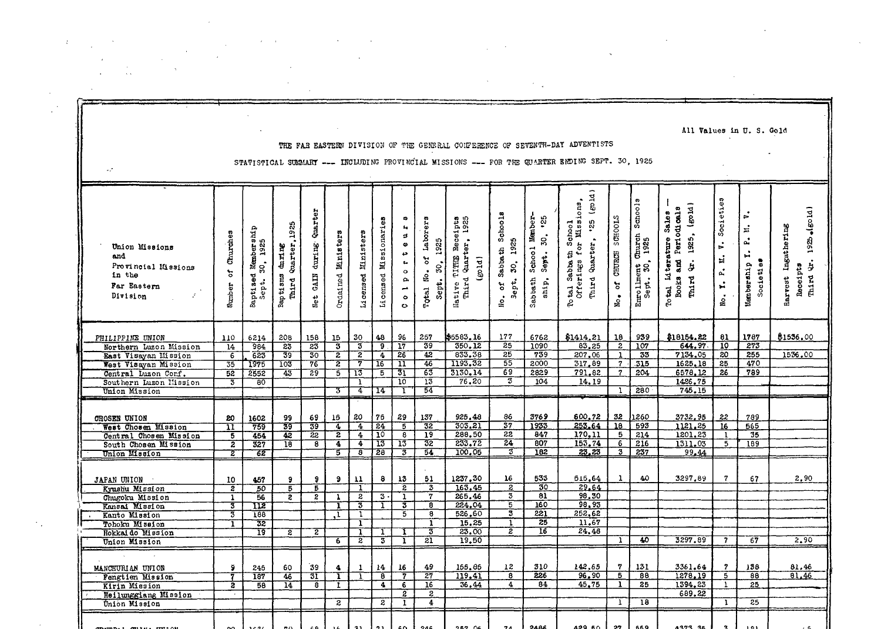All Values in U. S. Gold

THE FAR EASTERN DIVISION OF THE GENERAL CONFERENCE OF SEVENTH-DAY ADVENTISTS

STATISTICAL SUMMARY --- INCLUDING PROVINCIAL MISSIONS --- FOR THE QUARTER ENDING SEPT. 30, 1925

| Union Missions and Provincial Missions in the Far Eastern Division | Number of Churches | Baptized Membership Sept. 30, 1925 | Baptisms during Third Quarter, 1925 | Net GAIN during Quarter | Ordained Ministers | Licensed Ministers | Licensed Missionaries | Colporteurs | Total No. of Laborers Sept. 30, 1925 | Native TITHE Receipts Third Quarter, 1925 (gold) | No. of Sabbath Schools Sept. 30, 1925 | Sabbath School Membership, Sept. 30, '25 | Total Sabbath School Offerings for Missions, Third Quarter, '25 (gold) | No. of CHURCH SCHOOLS | Enrollment Church Schools Sept. 30, 1925 | Total Literature Sales — Books and Periodicals Third Qr. 1925, (gold) | No. Y. P. M. V. Societies | Membership Y. P. M. V. Societies | Harvest Ingathering Receipts Third Qr. 1925 (gold) |
|---|---|---|---|---|---|---|---|---|---|---|---|---|---|---|---|---|---|---|---|
| PHILIPPINE UNION | 110 | 6214 | 208 | 158 | 15 | 30 | 48 | 96 | 257 | $5563.16 | 177 | 6762 | $1414.21 | 18 | 939 | $18154.82 | 81 | 1787 | $1536.00 |
| Northern Luzon Mission | 14 | 984 | 23 | 23 | 3 | 3 | 9 | 17 | 39 | 350.12 | 25 | 1090 | 83.25 | 2 | 107 | 644.97 | 10 | 273 | |
| East Visayan Mission | 6 | 623 | 39 | 30 | 2 | 2 | 4 | 26 | 42 | 833.38 | 25 | 739 | 207.06 | 1 | 33 | 7134.05 | 20 | 255 | 1536.00 |
| West Visayan Mission | 35 | 1975 | 103 | 76 | 2 | 7 | 16 | 11 | 46 | 1193.32 | 55 | 2000 | 317.89 | 7 | 315 | 1625.18 | 25 | 470 | |
| Central Luzon Conf. | 52 | 2552 | 43 | 29 | 5 | 13 | 5 | 31 | 63 | 3130.14 | 69 | 2829 | 791.82 | 7 | 204 | 6578.12 | 26 | 789 | |
| Southern Luzon Mission | 3 | 80 | | | | 1 | | 10 | 13 | 76.20 | 3 | 104 | 14.19 | | | 1426.75 | | | |
| Union Mission | | | | | 3 | 4 | 14 | 1 | 54 | | | | | 1 | 280 | 745.15 | | | |
| CHOSEN UNION | 20 | 1602 | 99 | 69 | 15 | 20 | 75 | 29 | 137 | 925.48 | 86 | 3769 | 600.72 | 32 | 1260 | 3732.95 | 22 | 789 | |
| West Chosen Mission | 11 | 759 | 39 | 39 | 4 | 4 | 24 | 5 | 32 | 303.21 | 37 | 1933 | 253.64 | 18 | 593 | 1121.25 | 16 | 565 | |
| Central Chosen Mission | 5 | 454 | 42 | 22 | 2 | 4 | 10 | 8 | 19 | 288.50 | 22 | 847 | 170.11 | 5 | 214 | 1201.23 | 1 | 35 | |
| South Chosen Mission | 2 | 327 | 18 | 8 | 4 | 4 | 13 | 13 | 32 | 233.72 | 24 | 807 | 153.74 | 6 | 216 | 1311.03 | 5 | 189 | |
| Union Mission | 2 | 62 | | | 5 | 8 | 28 | 3 | 54 | 100.05 | 3 | 182 | 23.23 | 3 | 237 | 99.44 | | | |
| JAPAN UNION | 10 | 457 | 9 | 9 | 9 | 11 | 8 | 13 | 51 | 1237.30 | 16 | 533 | 515.64 | 1 | 40 | 3297.89 | 7 | 67 | 2.90 |
| Kyushu Mission | 2 | 50 | 5 | 5 | | 1 | | 2 | 3 | 163.45 | 2 | 30 | 29.64 | | | | | | |
| Chugoku Mission | 1 | 56 | 2 | 2 | 1 | 2 | 3 | 1 | 7 | 265.46 | 3 | 81 | 98.30 | | | | | | |
| Kansai Mission | 3 | 112 | | | 1 | 3 | 1 | 3 | 8 | 224.04 | 5 | 160 | 98.93 | | | | | | |
| Kanto Mission | 3 | 188 | | | 1 | 1 | | 5 | 8 | 526.60 | 3 | 221 | 252.62 | | | | | | |
| Tohoku Mission | 1 | 32 | | | | 1 | | | 1 | 15.25 | 1 | 25 | 11.67 | | | | | | |
| Hokkaido Mission | | 19 | 2 | 2 | | 1 | 1 | 1 | 3 | 23.00 | 2 | 16 | 24.48 | | | | | | |
| Union Mission | | | | | 6 | 2 | 3 | 1 | 21 | 19.50 | | | | 1 | 40 | 3297.89 | 7 | 67 | 2.90 |
| MANCHURIAN UNION | 9 | 245 | 60 | 39 | 4 | 1 | 14 | 16 | 49 | 155.85 | 12 | 310 | 142.65 | 7 | 131 | 3361.64 | 7 | 138 | 81.46 |
| Fengtien Mission | 7 | 187 | 46 | 31 | 1 | 1 | 8 | 7 | 27 | 119.41 | 8 | 226 | 96.90 | 5 | 88 | 1278.19 | 5 | 88 | 81.46 |
| Kirin Mission | 2 | 58 | 14 | 8 | 1 | | 4 | 6 | 16 | 36.44 | 4 | 84 | 45.75 | 1 | 25 | 1394.23 | 1 | 25 | |
| Heilunggiang Mission | | | | | | | | 2 | 2 | | | | | | | 689.22 | | | |
| Union Mission | | | | | 2 | | 2 | 1 | 4 | | | | | 1 | 18 | | 1 | 25 | |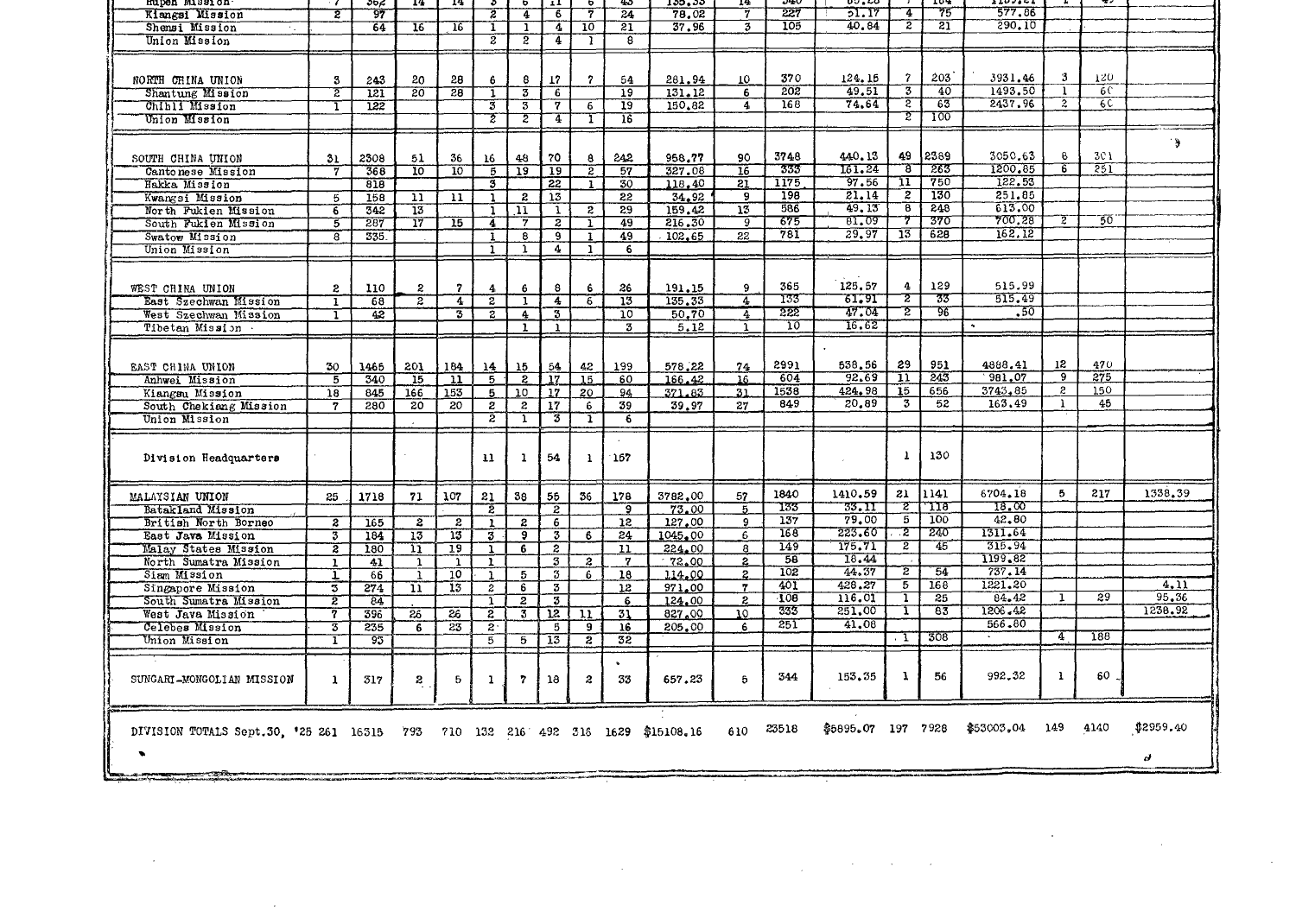| | | | | | | | | | | | | | | | | | | | |
|---|---|---|---|---|---|---|---|---|---|---|---|---|---|---|---|---|---|---|---|
| Hupeh Mission | 7 | 362 | 14 | 14 | 3 | 6 | 11 | 6 | 43 | 135.35 | 14 | 340 | 69.28 | 7 | 104 | 1109.21 | 1 | 45 | |
| Kiangsi Mission | 2 | 97 | | | 2 | 4 | 6 | 7 | 24 | 78.02 | 7 | 227 | 51.17 | 4 | 75 | 577.86 | | | |
| Shensi Mission | | 64 | 16 | 16 | 1 | 1 | 4 | 10 | 21 | 37.96 | 3 | 105 | 40.84 | 2 | 21 | 290.10 | | | |
| Union Mission | | | | | 2 | 2 | 4 | 1 | 8 | | | | | | | | | | |
| NORTH CHINA UNION | 3 | 243 | 20 | 28 | 6 | 8 | 17 | 7 | 54 | 281.94 | 10 | 370 | 124.15 | 7 | 203 | 3931.46 | 3 | 120 | |
| Shantung Mission | 2 | 121 | 20 | 28 | 1 | 3 | 6 | | 19 | 131.12 | 6 | 202 | 49.51 | 3 | 40 | 1493.50 | 1 | 60 | |
| Chihli Mission | 1 | 122 | | | 3 | 3 | 7 | 6 | 19 | 150.82 | 4 | 168 | 74.64 | 2 | 63 | 2437.96 | 2 | 60 | |
| Union Mission | | | | | 2 | 2 | 4 | 1 | 16 | | | | | 2 | 100 | | | | |
| SOUTH CHINA UNION | 31 | 2308 | 51 | 36 | 16 | 48 | 70 | 8 | 242 | 958.77 | 90 | 3748 | 440.13 | 49 | 2389 | 3050.63 | 8 | 301 | |
| Cantonese Mission | 7 | 368 | 10 | 10 | 5 | 19 | 19 | 2 | 57 | 327.08 | 16 | 333 | 161.24 | 8 | 263 | 1200.85 | 6 | 251 | |
| Hakka Mission | | 818 | | | 3 | | 22 | 1 | 30 | 118.40 | 21 | 1175 | 97.56 | 11 | 750 | 122.53 | | | |
| Kwangsi Mission | 5 | 158 | 11 | 11 | 1 | 2 | 13 | | 22 | 34.92 | 9 | 198 | 21.14 | 2 | 130 | 251.85 | | | |
| North Fukien Mission | 6 | 342 | 13 | | 1 | 11 | 1 | 2 | 29 | 159.42 | 13 | 586 | 49.13 | 8 | 248 | 613.00 | | | |
| South Fukien Mission | 5 | 287 | 17 | 15 | 4 | 7 | 2 | 1 | 49 | 216.30 | 9 | 675 | 81.09 | 7 | 370 | 700.28 | 2 | 50 | |
| Swatow Mission | 8 | 335 | | | 1 | 8 | 9 | 1 | 49 | 102.65 | 22 | 781 | 29.97 | 13 | 628 | 162.12 | | | |
| Union Mission | | | | | 1 | 1 | 4 | 1 | 6 | | | | | | | | | | |
| WEST CHINA UNION | 2 | 110 | 2 | 7 | 4 | 6 | 8 | 6 | 26 | 191.15 | 9 | 365 | 125.57 | 4 | 129 | 515.99 | | | |
| East Szechwan Mission | 1 | 68 | 2 | 4 | 2 | 1 | 4 | 6 | 13 | 135.33 | 4 | 133 | 61.91 | 2 | 33 | 515.49 | | | |
| West Szechwan Mission | 1 | 42 | | 3 | 2 | 4 | 3 | | 10 | 50.70 | 4 | 222 | 47.04 | 2 | 96 | .50 | | | |
| Tibetan Mission | | | | | | 1 | 1 | | 3 | 5.12 | 1 | 10 | 16.62 | | | | | | |
| EAST CHINA UNION | 30 | 1465 | 201 | 184 | 14 | 15 | 54 | 42 | 199 | 578.22 | 74 | 2991 | 538.56 | 29 | 951 | 4888.41 | 12 | 470 | |
| Anhwei Mission | 5 | 340 | 15 | 11 | 5 | 2 | 17 | 15 | 60 | 166.42 | 16 | 604 | 92.69 | 11 | 243 | 981.07 | 9 | 275 | |
| Kiangsu Mission | 18 | 845 | 166 | 153 | 5 | 10 | 17 | 20 | 94 | 371.83 | 31 | 1538 | 424.98 | 15 | 656 | 3743.85 | 2 | 150 | |
| South Chekiang Mission | 7 | 280 | 20 | 20 | 2 | 2 | 17 | 6 | 39 | 39.97 | 27 | 849 | 20.89 | 3 | 52 | 163.49 | 1 | 45 | |
| Union Mission | | | | | 2 | 1 | 3 | 1 | 6 | | | | | | | | | | |
| Division Headquarters | | | | | 11 | 1 | 54 | 1 | 167 | | | | | 1 | 130 | | | | |
| MALAYSIAN UNION | 25 | 1718 | 71 | 107 | 21 | 38 | 55 | 36 | 178 | 3782.00 | 57 | 1840 | 1410.59 | 21 | 1141 | 6704.18 | 5 | 217 | 1338.39 |
| Batakland Mission | | | | | 2 | | 2 | | 9 | 73.00 | 5 | 133 | 33.11 | 2 | 118 | 18.00 | | | |
| British North Borneo | 2 | 165 | 2 | 2 | 1 | 2 | 6 | | 12 | 127.00 | 9 | 137 | 79.00 | 5 | 100 | 42.80 | | | |
| East Java Mission | 3 | 184 | 13 | 13 | 3 | 9 | 3 | 6 | 24 | 1045.00 | 6 | 168 | 223.60 | 2 | 240 | 1311.64 | | | |
| Malay States Mission | 2 | 180 | 11 | 19 | 1 | 6 | 2 | | 11 | 224.00 | 8 | 149 | 175.71 | 2 | 45 | 316.94 | | | |
| North Sumatra Mission | 1 | 41 | 1 | 1 | 1 | | 3 | 2 | 7 | 72.00 | 2 | 58 | 18.44 | | | 1199.82 | | | |
| Siam Mission | 1 | 66 | 1 | 10 | 1 | 5 | 3 | 6 | 18 | 114.00 | 2 | 102 | 44.37 | 2 | 54 | 737.14 | | | |
| Singapore Mission | 3 | 274 | 11 | 13 | 2 | 6 | 3 | | 12 | 971.00 | 7 | 401 | 428.27 | 5 | 166 | 1221.20 | | | 4.11 |
| South Sumatra Mission | 2 | 84 | | | 1 | 2 | 3 | | 6 | 124.00 | 2 | 108 | 116.01 | 1 | 25 | 84.42 | 1 | 29 | 95.36 |
| West Java Mission | 7 | 396 | 26 | 26 | 2 | 3 | 12 | 11 | 31 | 827.00 | 10 | 333 | 251.00 | 1 | 83 | 1206.42 | | | 1238.92 |
| Celebes Mission | 3 | 235 | 6 | 23 | 2 | | 5 | 9 | 16 | 205.00 | 6 | 251 | 41.08 | | | 566.80 | | | |
| Union Mission | 1 | 93 | | | 5 | 5 | 13 | 2 | 32 | | | | | 1 | 308 | | 4 | 188 | |
| SUNGARI-MONGOLIAN MISSION | 1 | 317 | 2 | 5 | 1 | 7 | 18 | 2 | 33 | 657.23 | 5 | 344 | 153.35 | 1 | 56 | 992.32 | 1 | 60 | |
| DIVISION TOTALS Sept.30, '25 | 261 | 16315 | 793 | 710 | 132 | 216 | 492 | 316 | 1629 | $15108.16 | 610 | 23518 | $8895.07 | 197 | 7928 | $53003.04 | 149 | 4140 | $2959.40 |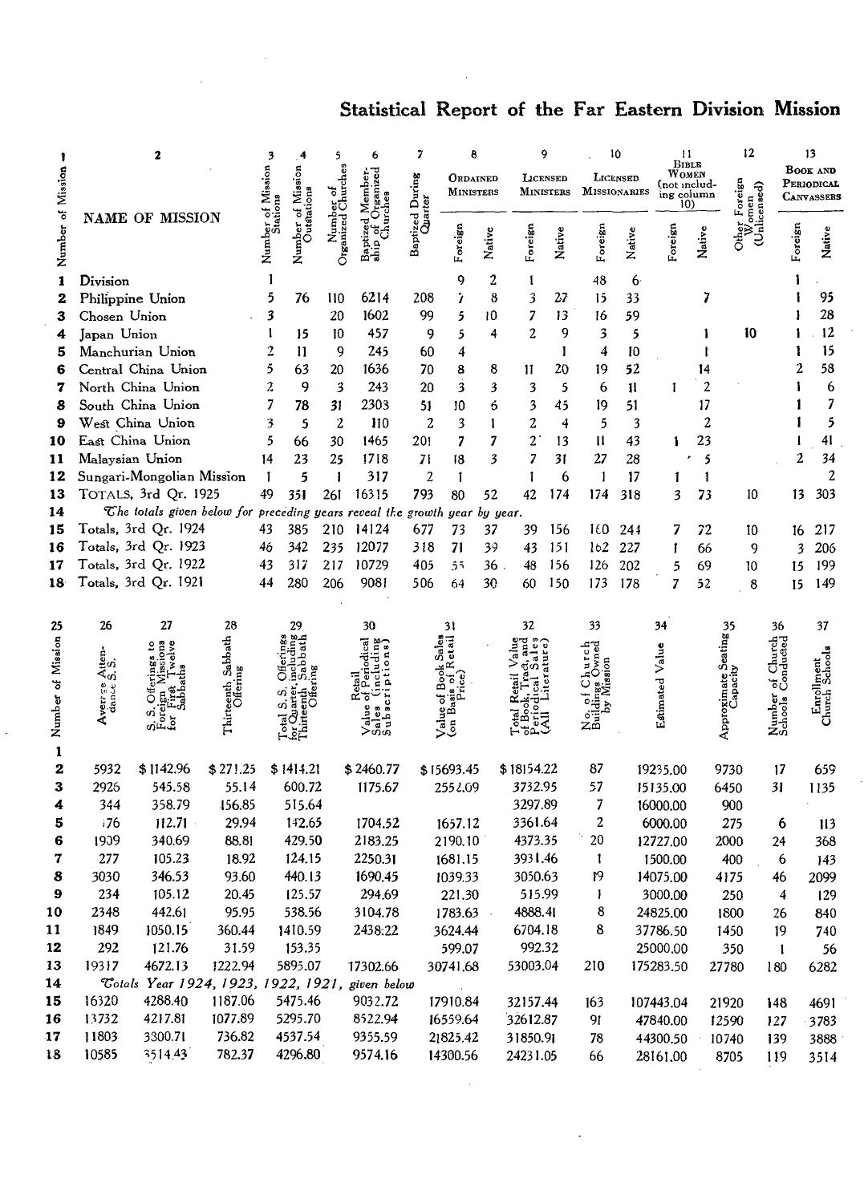# Statistical Report of the Far Eastern Division Mission

| 1 | 2 | 3 | 4 | 5 | 6 | 7 | 8 | | 9 | | 10 | | 11 | | 12 | 13 | |
|---|---|---|---|---|---|---|---|---|---|---|---|---|---|---|---|---|---|
| Number of Mission | NAME OF MISSION | Number of Mission Stations | Number of Mission Outstations | Number of Organized Churches | Baptized Membership of Organized Churches | Baptized During Quarter | Ordained Ministers | | Licensed Ministers | | Licensed Missionaries | | Bible Women (not including column 10) | | Other Foreign Women (Unlicensed) | Book and Periodical Canvassers | |
| | | | | | | | Foreign | Native | Foreign | Native | Foreign | Native | Foreign | Native | | Foreign | Native |
| 1 | Division | 1 | | | | | 9 | 2 | 1 | | 48 | 6 | | | | 1 | |
| 2 | Philippine Union | 5 | 76 | 110 | 6214 | 208 | 7 | 8 | 3 | 27 | 15 | 33 | | 7 | | 1 | 95 |
| 3 | Chosen Union | 3 | | 20 | 1602 | 99 | 5 | 10 | 7 | 13 | 16 | 59 | | | | 1 | 28 |
| 4 | Japan Union | 1 | 15 | 10 | 457 | 9 | 5 | 4 | 2 | 9 | 3 | 5 | | 1 | 10 | 1 | 12 |
| 5 | Manchurian Union | 2 | 11 | 9 | 245 | 60 | 4 | | | 1 | 4 | 10 | | 1 | | 1 | 15 |
| 6 | Central China Union | 5 | 63 | 20 | 1636 | 70 | 8 | 8 | 11 | 20 | 19 | 52 | | 14 | | 2 | 58 |
| 7 | North China Union | 2 | 9 | 3 | 243 | 20 | 3 | 3 | 3 | 5 | 6 | 11 | 1 | 2 | | 1 | 6 |
| 8 | South China Union | 7 | 78 | 31 | 2303 | 51 | 10 | 6 | 3 | 45 | 19 | 51 | | 17 | | 1 | 7 |
| 9 | West China Union | 3 | 5 | 2 | 110 | 2 | 3 | 1 | 2 | 4 | 5 | 3 | | 2 | | 1 | 5 |
| 10 | East China Union | 5 | 66 | 30 | 1465 | 201 | 7 | 7 | 2 | 13 | 11 | 43 | 1 | 23 | | 1 | 41 |
| 11 | Malaysian Union | 14 | 23 | 25 | 1718 | 71 | 18 | 3 | 7 | 31 | 27 | 28 | | 5 | | 2 | 34 |
| 12 | Sungari-Mongolian Mission | 1 | 5 | 1 | 317 | 2 | 1 | | 1 | 6 | 1 | 17 | 1 | 1 | | | 2 |
| 13 | TOTALS, 3rd Qr. 1925 | 49 | 351 | 261 | 16315 | 793 | 80 | 52 | 42 | 174 | 174 | 318 | 3 | 73 | 10 | 13 | 303 |
| 14 | *The totals given below for preceding years reveal the growth year by year.* | | | | | | | | | | | | | | | | |
| 15 | Totals, 3rd Qr. 1924 | 43 | 385 | 210 | 14124 | 677 | 73 | 37 | 39 | 156 | 160 | 244 | 7 | 72 | 10 | 16 | 217 |
| 16 | Totals, 3rd Qr. 1923 | 46 | 342 | 235 | 12077 | 318 | 71 | 39 | 43 | 151 | 162 | 227 | 1 | 66 | 9 | 3 | 206 |
| 17 | Totals, 3rd Qr. 1922 | 43 | 317 | 217 | 10729 | 405 | 55 | 36 | 48 | 156 | 126 | 202 | 5 | 69 | 10 | 15 | 199 |
| 18 | Totals, 3rd Qr. 1921 | 44 | 280 | 206 | 9081 | 506 | 64 | 30 | 60 | 150 | 173 | 178 | 7 | 52 | 8 | 15 | 149 |

| 25 | 26 | 27 | 28 | 29 | 30 | 31 | 32 | 33 | 34 | 35 | 36 | 37 |
|---|---|---|---|---|---|---|---|---|---|---|---|---|
| Number of Mission | Average Attendance S.S. | S.S. Offerings to Foreign Missions for First Twelve Sabbaths | Thirteenth Sabbath Offering | Total S.S. Offerings for Quarter, including Thirteenth Sabbath Offering | Retail Value of Periodical Sales (including Subscriptions) | Value of Book Sales (on Basis of Retail Price) | Total Retail Value of Book, Tract, and Periodical Sales (All Literature) | No. of Church Buildings Owned by Mission | Estimated Value | Approximate Seating Capacity | Number of Church Schools Conducted | Enrollment Church Schools |
| 1 | | | | | | | | | | | | |
| 2 | 5932 | $1142.96 | $271.25 | $1414.21 | $2460.77 | $15693.45 | $18154.22 | 87 | 19235.00 | 9730 | 17 | 659 |
| 3 | 2926 | 545.58 | 55.14 | 600.72 | 1175.67 | 2552.09 | 3732.95 | 57 | 15135.00 | 6450 | 31 | 1135 |
| 4 | 344 | 358.79 | 156.85 | 515.64 | | | 3297.89 | 7 | 16000.00 | 900 | | |
| 5 | 176 | 112.71 | 29.94 | 142.65 | 1704.52 | 1657.12 | 3361.64 | 2 | 6000.00 | 275 | 6 | 113 |
| 6 | 1909 | 340.69 | 88.81 | 429.50 | 2183.25 | 2190.10 | 4373.35 | 20 | 12727.00 | 2000 | 24 | 368 |
| 7 | 277 | 105.23 | 18.92 | 124.15 | 2250.31 | 1681.15 | 3931.46 | 1 | 1500.00 | 400 | 6 | 143 |
| 8 | 3030 | 346.53 | 93.60 | 440.13 | 1690.45 | 1039.33 | 3050.63 | 19 | 14075.00 | 4175 | 46 | 2099 |
| 9 | 234 | 105.12 | 20.45 | 125.57 | 294.69 | 221.30 | 515.99 | 1 | 3000.00 | 250 | 4 | 129 |
| 10 | 2348 | 442.61 | 95.95 | 538.56 | 3104.78 | 1783.63 | 4888.41 | 8 | 24825.00 | 1800 | 26 | 840 |
| 11 | 1849 | 1050.15 | 360.44 | 1410.59 | 2438.22 | 3624.44 | 6704.18 | 8 | 37786.50 | 1450 | 19 | 740 |
| 12 | 292 | 121.76 | 31.59 | 153.35 | | 599.07 | 992.32 | | 25000.00 | 350 | 1 | 56 |
| 13 | 19317 | 4672.13 | 1222.94 | 5895.07 | 17302.66 | 30741.68 | 53003.04 | 210 | 175283.50 | 27780 | 180 | 6282 |
| 14 | *Totals Year 1924, 1923, 1922, 1921, given below* | | | | | | | | | | | |
| 15 | 16320 | 4288.40 | 1187.06 | 5475.46 | 9032.72 | 17910.84 | 32157.44 | 163 | 107443.04 | 21920 | 148 | 4691 |
| 16 | 13732 | 4217.81 | 1077.89 | 5295.70 | 8522.94 | 16559.64 | 32612.87 | 91 | 47840.00 | 12590 | 127 | 3783 |
| 17 | 11803 | 3300.71 | 736.82 | 4537.54 | 9355.59 | 21825.42 | 31850.91 | 78 | 44300.50 | 10740 | 139 | 3888 |
| 18 | 10585 | 3514.43 | 782.37 | 4296.80 | 9574.16 | 14300.56 | 24231.05 | 66 | 28161.00 | 8705 | 119 | 3514 |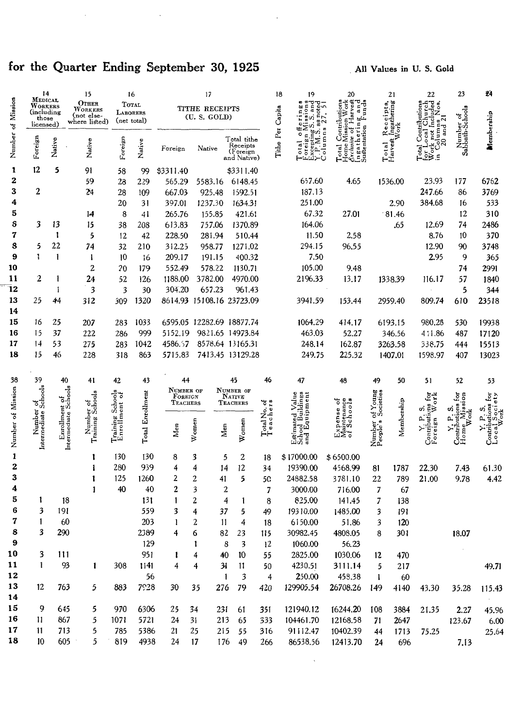## for the Quarter Ending September 30, 1925

All Values in U. S. Gold

| Number of Mission | 14 Medical Workers (including those licensed) | | 15 Other Workers (not elsewhere listed) | 16 Total Laborers (net total) | | 17 Tithe Receipts (U. S. Gold) | | | 18 | 19 | 20 | 21 | 22 | 23 | 24 |
|---|---|---|---|---|---|---|---|---|---|---|---|---|---|---|---|
| | Foreign | Native | Native | Foreign | Native | Foreign | Native | Total tithe Receipts (Foreign and Native) | Tithe Per Capita | Total offerings Foreign Missions Excepting S.S. and Y.P.M.S. as noted Columns 27, 51 | Total Contributions Home Mission Work Exclusive of Harvest Ingathering and Sustentation Funds | Total Receipts, Harvest Ingathering Work | Total Contributions for Local Church Work not Included in Columns Nos. 20 and 21 | Number of Sabbath-Schools | Membership |
| 1 | 12 | 5 | 91 | 58 | 99 | $3311.40 | | $3311.40 | | | | | | | |
| 2 | | | 59 | 28 | 229 | 565.29 | 5583.16 | 6148.45 | | 657.60 | 4.65 | 1536.00 | 23.93 | 177 | 6762 |
| 3 | 2 | | 24 | 28 | 109 | 667.03 | 925.48 | 1592.51 | | 187.13 | | | 247.66 | 86 | 3769 |
| 4 | | | | 20 | 31 | 397.01 | 1237.30 | 1634.31 | | 251.00 | | 2.90 | 384.68 | 16 | 533 |
| 5 | | | 14 | 8 | 41 | 265.76 | 155.85 | 421.61 | | 67.32 | 27.01 | 81.46 | | 12 | 310 |
| 6 | 3 | 13 | 15 | 38 | 208 | 613.83 | 757.06 | 1370.89 | | 164.06 | | .65 | 12.69 | 74 | 2486 |
| 7 | | 1 | 5 | 12 | 42 | 228.50 | 281.94 | 510.44 | | 11.50 | 2.58 | | 8.76 | 10 | 370 |
| 8 | 5 | 22 | 74 | 32 | 210 | 312.25 | 958.77 | 1271.02 | | 294.15 | 96.55 | | 12.90 | 90 | 3748 |
| 9 | 1 | 1 | 1 | 10 | 16 | 209.17 | 191.15 | 400.32 | | 7.50 | | | 2.95 | 9 | 365 |
| 10 | | | 2 | 20 | 179 | 552.49 | 578.22 | 1130.71 | | 105.00 | 9.48 | | | 74 | 2991 |
| 11 | 2 | 1 | 24 | 52 | 126 | 1188.00 | 3782.00 | 4970.00 | | 2196.33 | 13.17 | 1338.39 | 116.17 | 57 | 1840 |
| 12 | | 1 | 3 | 3 | 30 | 304.20 | 657.23 | 961.43 | | | | | | 5 | 344 |
| 13 | 25 | 44 | 312 | 309 | 1320 | 8614.93 | 15108.16 | 23723.09 | | 3941.59 | 153.44 | 2959.40 | 809.74 | 610 | 23518 |
| 14 | | | | | | | | | | | | | | | |
| 15 | 16 | 25 | 207 | 283 | 1033 | 6595.05 | 12282.69 | 18877.74 | | 1064.29 | 414.17 | 6193.15 | 980.28 | 530 | 19938 |
| 16 | 15 | 37 | 222 | 286 | 999 | 5152.19 | 9821.65 | 14973.84 | | 463.03 | 52.27 | 346.56 | 411.86 | 487 | 17120 |
| 17 | 14 | 53 | 275 | 283 | 1042 | 4586.57 | 8578.64 | 13165.31 | | 248.14 | 162.87 | 3263.58 | 338.75 | 444 | 15513 |
| 18 | 15 | 46 | 228 | 318 | 863 | 5715.83 | 7413.45 | 13129.28 | | 249.75 | 225.32 | 1407.01 | 1598.97 | 407 | 13023 |

| Number of Mission | 39 | 40 | 41 | 42 | 43 | 44 Number of Foreign Teachers | | 45 Number of Native Teachers | | 46 | 47 | 48 | 49 | 50 | 51 | 52 | 53 |
|---|---|---|---|---|---|---|---|---|---|---|---|---|---|---|---|---|---|
| | Number of Intermediate Schools | Enrollment of Intermediate Schools | Number of Training Schools | Training Schools Enrollment of | Total Enrollment | Men | Women | Men | Women | Total No. of Teachers | Estimated Value School Buildings and Equipment | Expense of Maintenance of Schools | Number of Young People's Societies | Membership | Y. P. S. Contributions for Foreign Work | Y. P. S. Contributions for Home Mission Work | Y. P. S. Contributions for Local Society Work |
| 1 | | | 1 | 130 | 130 | 8 | 3 | 5 | 2 | 18 | $17000.00 | $6500.00 | | | | | |
| 2 | | | 1 | 280 | 939 | 4 | 4 | 14 | 12 | 34 | 19390.00 | 4568.99 | 81 | 1787 | 22.30 | 7.43 | 61.30 |
| 3 | | | 1 | 125 | 1260 | 2 | 2 | 41 | 5 | 50 | 24882.58 | 3781.10 | 22 | 789 | 21.00 | 9.78 | 4.42 |
| 4 | | | 1 | 40 | 40 | 2 | 3 | 2 | | 7 | 3000.00 | 716.00 | 7 | 67 | | | |
| 5 | 1 | 18 | | | 131 | 1 | 2 | 4 | 1 | 8 | 825.00 | 141.45 | 7 | 138 | | | |
| 6 | 3 | 191 | | | 559 | 3 | 4 | 37 | 5 | 49 | 19310.00 | 1485.00 | 3 | 191 | | | |
| 7 | 1 | 60 | | | 203 | 1 | 2 | 11 | 4 | 18 | 6150.00 | 51.86 | 3 | 120 | | | |
| 8 | 3 | 290 | | | 2389 | 4 | 6 | 82 | 23 | 115 | 30982.45 | 4808.05 | 8 | 301 | | 18.07 | |
| 9 | | | | | 129 | | 1 | 8 | 3 | 12 | 1060.00 | 56.23 | | | | | |
| 10 | 3 | 111 | | | 951 | 1 | 4 | 40 | 10 | 55 | 2825.00 | 1030.06 | 12 | 470 | | | |
| 11 | 1 | 93 | 1 | 308 | 1141 | 4 | 4 | 31 | 11 | 50 | 4230.51 | 3111.14 | 5 | 217 | | | 49.71 |
| 12 | | | | | 56 | | | 1 | 3 | 4 | 250.00 | 458.38 | 1 | 60 | | | |
| 13 | 12 | 763 | 5 | 883 | 7928 | 30 | 35 | 276 | 79 | 420 | 129905.54 | 26708.26 | 149 | 4140 | 43.30 | 35.28 | 115.43 |
| 14 | | | | | | | | | | | | | | | | | |
| 15 | 9 | 645 | 5 | 970 | 6306 | 25 | 34 | 231 | 61 | 351 | 121940.12 | 16244.20 | 108 | 3884 | 21.35 | 2.27 | 45.96 |
| 16 | 11 | 867 | 5 | 1071 | 5721 | 24 | 31 | 213 | 65 | 333 | 104461.70 | 12168.58 | 71 | 2647 | | 123.67 | 6.00 |
| 17 | 11 | 713 | 5 | 785 | 5386 | 21 | 25 | 215 | 55 | 316 | 91112.47 | 10402.39 | 44 | 1713 | 75.25 | | 25.64 |
| 18 | 10 | 605 | 5 | 819 | 4938 | 24 | 17 | 176 | 49 | 266 | 86538.56 | 12413.70 | 24 | 696 | | 7.13 | |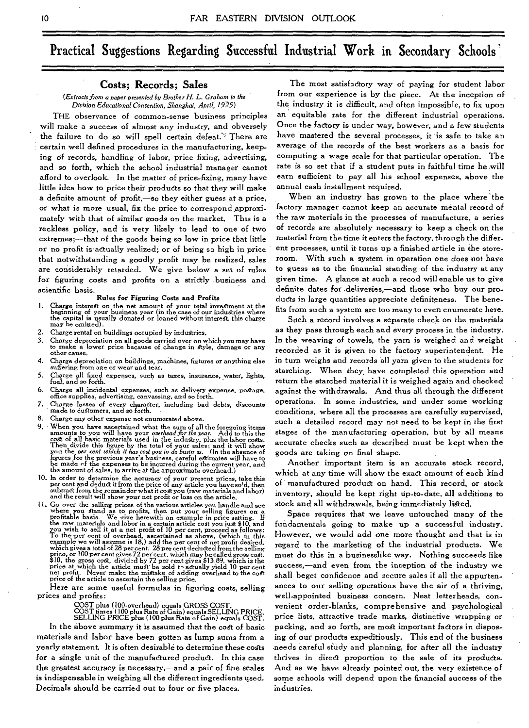# Practical Suggestions Regarding Successful Industrial Work in Secondary Schools

## Costs; Records; Sales

*(Extracts from a paper presented by Brother H. L. Graham to the Division Educational Convention, Shanghai, April, 1925)*

THE observance of common-sense business principles will make a success of almost any industry, and obversely the failure to do so will spell certain defeat. There are certain well defined procedures in the manufacturing, keeping of records, handling of labor, price fixing, advertising, and so forth, which the school industrial manager cannot afford to overlook. In the matter of price-fixing, many have little idea how to price their products so that they will make a definite amount of profit,—so they either guess at a price, or what is more usual, fix the price to correspond approximately with that of similar goods on the market. This is a reckless policy, and is very likely to lead to one of two extremes;—that of the goods being so low in price that little or no profit is actually realized; or of being so high in price that notwithstanding a goodly profit may be realized, sales are considerably retarded. We give below a set of rules for figuring costs and profits on a strictly business and scientific basis.

### Rules for Figuring Costs and Profits

1. Charge interest on the net amount of your total investment at the beginning of your business year (in the case of our industries where the capital is usually donated or loaned without interest, this charge may be omitted).
2. Charge rental on buildings occupied by industries.
3. Charge depreciation on all goods carried over on which you may have to make a lower price because of change in style, damage or any other cause.
4. Charge depreciation on buildings, machines, fixtures or anything else suffering from age or wear and tear.
5. Charge all fixed expenses, such as taxes, insurance, water, lights, fuel, and so forth.
6. Charge all incidental expenses, such as delivery expense, postage, office supplies, advertising, canvassing, and so forth.
7. Charge losses of every character, including bad debts, discounts made to customers, and so forth.
8. Charge any other expense not enumerated above.
9. When you have ascertained what the sum of all the foregoing items amounts to you will have your *overhead for the year*. Add to this the cost of all basic materials used in the industry, plus the labor costs. Then divide this figure by the total of your sales; and it will show you the *per cent which it has cost you to do business*. (In the absence of figures for the previous year's business, careful estimates will have to be made of the expenses to be incurred during the current year, and the amount of sales, to arrive at the approximate overhead.)
10. In order to determine the accuracy of your present prices, take this per cent and deduct it from the price of any article you have sold, then subtract from the remainder what it cost you (raw materials and labor) and the result will show your net profit or loss on the article.
11. Go over the selling prices of the various articles you handle and see where you stand as to profits, then put your selling figures on a profitable basis. We give herewith an example in price setting. If the raw materials and labor in a certain article cost you just $10, and you wish to sell it at a net profit of 10 per cent, proceed as follows: To the per cent of overhead, ascertained as above, (which in this example we will assume is 18,) add the per cent of net profit desired, which gives a total of 28 per cent. 28 per cent deducted from the selling price, or 100 per cent gives 72 per cent, which may be called gross cost. $10, the gross cost, divided by 72 per cent gives $13.89, which is the price at which the article must be sold to actually yield 10 per cent net profit. Never make the mistake of adding overhead to the cost price of the article to ascertain the selling price.

Here are some useful formulas in figuring costs, selling prices and profits:

COST plus (100-overhead) equals GROSS COST.
COST times (100 plus Rate of Gain) equals SELLING PRICE.
SELLING PRICE plus (100 plus Rate of Gain) equals COST.

In the above summary it is assumed that the cost of basic materials and labor have been gotten as lump sums from a yearly statement. It is often desirable to determine these costs for a single unit of the manufactured product. In this case the greatest accuracy is necessary,—and a pair of fine scales is indispensable in weighing all the different ingredients used. Decimals should be carried out to four or five places.

The most satisfactory way of paying for student labor from our experience is by the piece. At the inception of the industry it is difficult, and often impossible, to fix upon an equitable rate for the different industrial operations. Once the factory is under way, however, and a few students have mastered the several processes, it is safe to take an average of the records of the best workers as a basis for computing a wage scale for that particular operation. The rate is so set that if a student puts in faithful time he will earn sufficient to pay all his school expenses, above the annual cash installment required.

When an industry has grown to the place where the factory manager cannot keep an accurate mental record of the raw materials in the processes of manufacture, a series of records are absolutely necessary to keep a check on the material from the time it enters the factory, through the different processes, until it turns up a finished article in the storeroom. With such a system in operation one does not have to guess as to the financial standing of the industry at any given time. A glance at such a recod will enable us to give definite dates for deliveries,—and those who buy our products in large quantities appreciate definiteness. The benefits from such a system are too many to even enumerate here.

Such a record involves a separate check on the materials as they pass through each and every process in the industry. In the weaving of towels, the yarn is weighed and weight recorded as it is given to the factory superintendent. He in turn weighs and records all yarn given to the students for starching. When they have completed this operation and return the starched material it is weighed again and checked against the withdrawals. And thus all through the different operations. In some industries, and under some working conditions, where all the processes are carefully supervised, such a detailed record may not need to be kept in the first stages of the manufacturing operation, but by all means accurate checks such as described must be kept when the goods are taking on final shape.

Another important item is an accurate stock record, which at any time will show the exact amount of each kind of manufactured product on hand. This record, or stock inventory, should be kept right up-to-date, all additions to stock and all withdrawals, being immediately listed.

Space requires that we leave untouched many of the fundamentals going to make up a successful industry. However, we would add one more thought and that is in regard to the marketing of the industrial products. We must do this in a businesslike way. Nothing succeeds like success,—and even from the inception of the industry we shall beget confidence and secure sales if all the appurtenances to our selling operations have the air of a thriving, well-appointed business concern. Neat letterheads, convenient order-blanks, comprehensive and psychological price lists, attractive trade marks, distinctive wrapping or packing, and so forth, are most important factors in disposing of our products expeditiously. This end of the business needs careful study and planning, for after all the industry thrives in direct proportion to the sale of its products. And as we have already pointed out, the very existence of some schools will depend upon the financial success of the industries.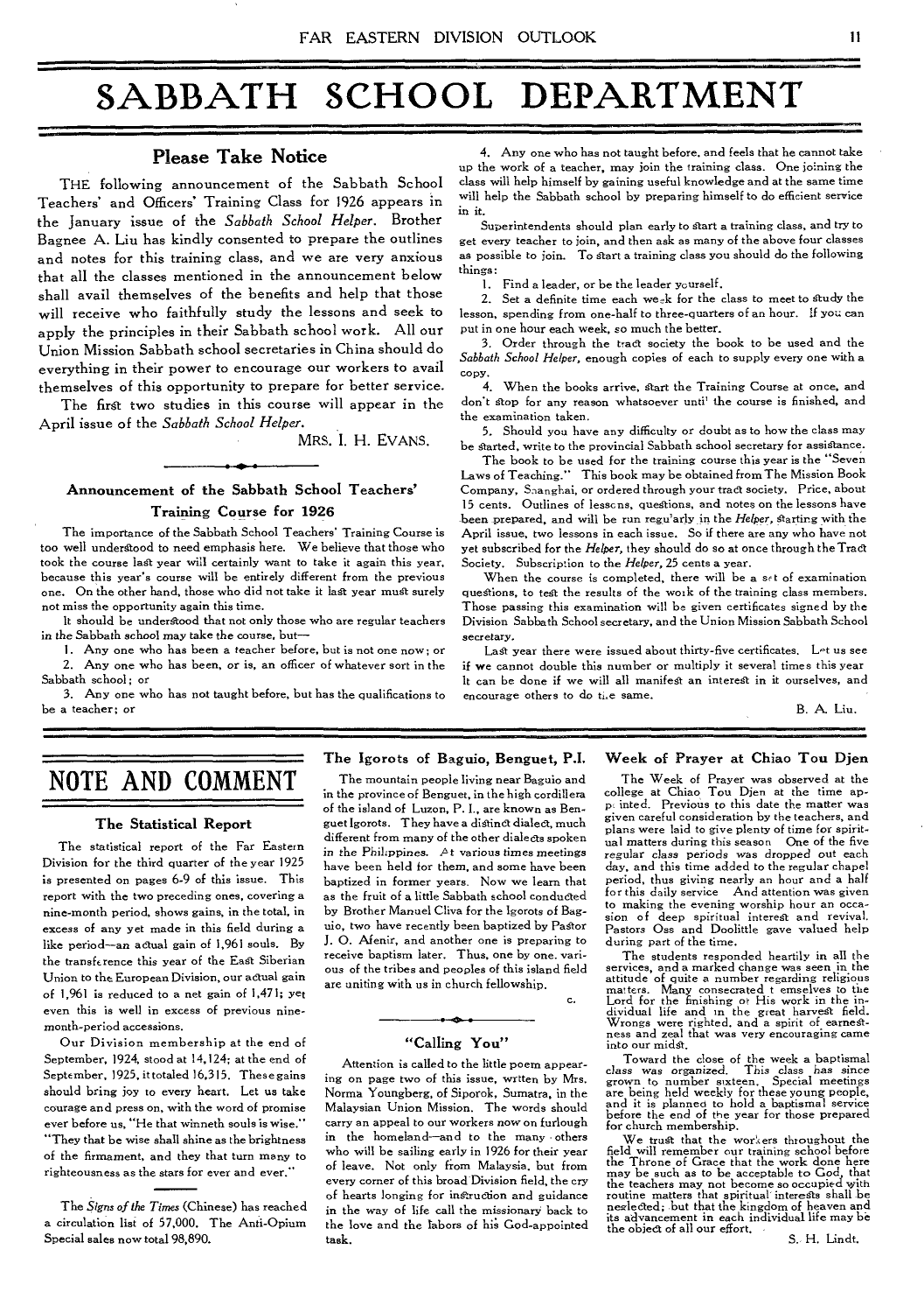# SABBATH SCHOOL DEPARTMENT

## Please Take Notice

THE following announcement of the Sabbath School Teachers' and Officers' Training Class for 1926 appears in the January issue of the *Sabbath School Helper*. Brother Bagnee A. Liu has kindly consented to prepare the outlines and notes for this training class, and we are very anxious that all the classes mentioned in the announcement below shall avail themselves of the benefits and help that those will receive who faithfully study the lessons and seek to apply the principles in their Sabbath school work. All our Union Mission Sabbath school secretaries in China should do everything in their power to encourage our workers to avail themselves of this opportunity to prepare for better service.

The first two studies in this course will appear in the April issue of the *Sabbath School Helper*.

MRS. I. H. EVANS.

### Announcement of the Sabbath School Teachers' Training Course for 1926

The importance of the Sabbath School Teachers' Training Course is too well understood to need emphasis here. We believe that those who took the course last year will certainly want to take it again this year, because this year's course will be entirely different from the previous one. On the other hand, those who did not take it last year must surely not miss the opportunity again this time.

It should be understood that not only those who are regular teachers in the Sabbath school may take the course, but—

1. Any one who has been a teacher before, but is not one now; or
2. Any one who has been, or is, an officer of whatever sort in the Sabbath school; or
3. Any one who has not taught before, but has the qualifications to be a teacher; or
4. Any one who has not taught before, and feels that he cannot take up the work of a teacher, may join the training class. One joining the class will help himself by gaining useful knowledge and at the same time will help the Sabbath school by preparing himself to do efficient service in it.

Superintendents should plan early to start a training class, and try to get every teacher to join, and then ask as many of the above four classes as possible to join. To start a training class you should do the following things:

1. Find a leader, or be the leader yourself.
2. Set a definite time each week for the class to meet to study the lesson, spending from one-half to three-quarters of an hour. If you can put in one hour each week, so much the better.
3. Order through the tract society the book to be used and the *Sabbath School Helper*, enough copies of each to supply every one with a copy.
4. When the books arrive, start the Training Course at once, and don't stop for any reason whatsoever until the course is finished, and the examination taken.
5. Should you have any difficulty or doubt as to how the class may be started, write to the provincial Sabbath school secretary for assistance.

The book to be used for the training course this year is the "Seven Laws of Teaching." This book may be obtained from The Mission Book Company, Shanghai, or ordered through your tract society. Price, about 15 cents. Outlines of lessons, questions, and notes on the lessons have been prepared, and will be run regularly in the *Helper*, starting with the April issue, two lessons in each issue. So if there are any who have not yet subscribed for the *Helper*, they should do so at once through the Tract Society. Subscription to the *Helper*, 25 cents a year.

When the course is completed, there will be a set of examination questions, to test the results of the work of the training class members. Those passing this examination will be given certificates signed by the Division Sabbath School secretary, and the Union Mission Sabbath School secretary.

Last year there were issued about thirty-five certificates. Let us see if we cannot double this number or multiply it several times this year. It can be done if we will all manifest an interest in it ourselves, and encourage others to do the same.

B. A. Liu.

# NOTE AND COMMENT

### The Statistical Report

The statistical report of the Far Eastern Division for the third quarter of the year 1925 is presented on pages 6-9 of this issue. This report with the two preceding ones, covering a nine-month period, shows gains, in the total, in excess of any yet made in this field during a like period—an actual gain of 1,961 souls. By the transference this year of the East Siberian Union to the European Division, our actual gain of 1,961 is reduced to a net gain of 1,471; yet even this is well in excess of previous nine-month-period accessions.

Our Division membership at the end of September, 1924, stood at 14,124; at the end of September, 1925, it totaled 16,315. These gains should bring joy to every heart. Let us take courage and press on, with the word of promise ever before us, "He that winneth souls is wise." "They that be wise shall shine as the brightness of the firmament, and they that turn many to righteousness as the stars for ever and ever."

The *Signs of the Times* (Chinese) has reached a circulation list of 57,000. The Anti-Opium Special sales now total 98,890.

### The Igorots of Baguio, Benguet, P.I.

The mountain people living near Baguio and in the province of Benguet, in the high cordillera of the island of Luzon, P. I., are known as Benguet Igorots. They have a distinct dialect, much different from many of the other dialects spoken in the Philippines. At various times meetings have been held for them, and some have been baptized in former years. Now we learn that as the fruit of a little Sabbath school conducted by Brother Manuel Cliva for the Igorots of Baguio, two have recently been baptized by Pastor J. O. Afenir, and another one is preparing to receive baptism later. Thus, one by one, various of the tribes and peoples of this island field are uniting with us in church fellowship.

C.

### "Calling You"

Attention is called to the little poem appearing on page two of this issue, written by Mrs. Norma Youngberg, of Siporok, Sumatra, in the Malaysian Union Mission. The words should carry an appeal to our workers now on furlough in the homeland—and to the many others who will be sailing early in 1926 for their year of leave. Not only from Malaysia, but from every corner of this broad Division field, the cry of hearts longing for instruction and guidance in the way of life call the missionary back to the love and the labors of his God-appointed task.

### Week of Prayer at Chiao Tou Djen

The Week of Prayer was observed at the college at Chiao Tou Djen at the time appointed. Previous to this date the matter was given careful consideration by the teachers, and plans were laid to give plenty of time for spiritual matters during this season. One of the five regular class periods was dropped out each day, and this time added to the regular chapel period, thus giving nearly an hour and a half for this daily service. And attention was given to making the evening worship hour an occasion of deep spiritual interest and revival. Pastors Oss and Doolittle gave valued help during part of the time.

The students responded heartily in all the services, and a marked change was seen in the attitude of quite a number regarding religious matters. Many consecrated themselves to the Lord for the finishing of His work in the individual life and in the great harvest field. Wrongs were righted, and a spirit of earnestness and zeal that was very encouraging came into our midst.

Toward the close of the week a baptismal class was organized. This class has since grown to number sixteen. Special meetings are being held weekly for these young people, and it is planned to hold a baptismal service before the end of the year for those prepared for church membership.

We trust that the workers throughout the field will remember our training school before the Throne of Grace that the work done here may be such as to be acceptable to God, that the teachers may not become so occupied with routine matters that spiritual interests shall be neglected; but that the kingdom of heaven and its advancement in each individual life may be the object of all our effort.

S. H. Lindt.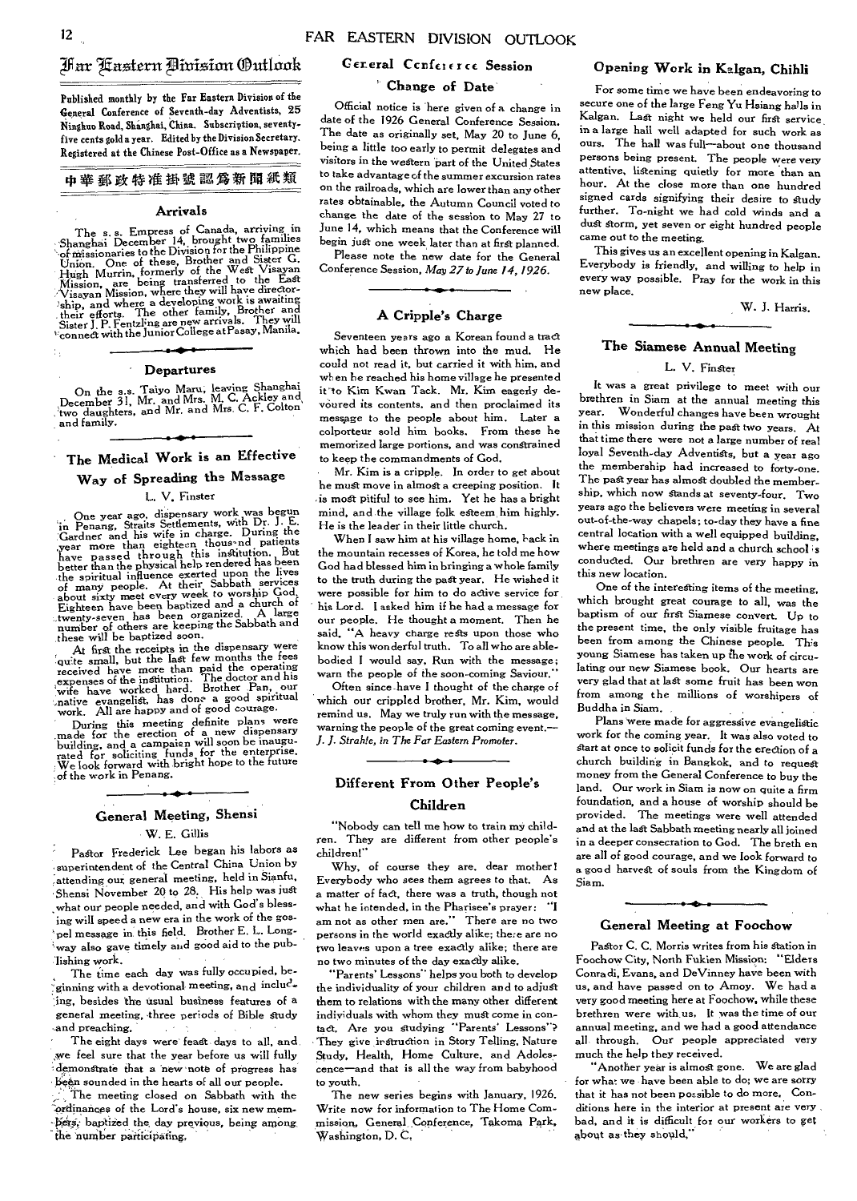# Far Eastern Division Outlook

**Published monthly by the Far Eastern Division of the General Conference of Seventh-day Adventists, 25 Ninghuo Road, Shanghai, China. Subscription, seventy-five cents gold a year. Edited by the Division Secretary. Registered at the Chinese Post-Office as a Newspaper.**

中華郵政特准掛號認為新聞紙類

## Arrivals

The s. s. Empress of Canada, arriving in Shanghai December 14, brought two families of missionaries to the Division for the Philippine Union. One of these, Brother and Sister G. Hugh Murrin, formerly of the West Visayan Mission, are being transferred to the East Visayan Mission, where they will have directorship, and where a developing work is awaiting their efforts. The other family, Brother and Sister J. P. Fentzling are new arrivals. They will connect with the Junior College at Pasay, Manila.

## Departures

On the s.s. Taiyo Maru, leaving Shanghai December 31, Mr. and Mrs. M. C. Ackley and two daughters, and Mr. and Mrs. C. F. Colton and family.

## The Medical Work is an Effective Way of Spreading the Message

L. V. Finster

One year ago, dispensary work was begun in Penang, Straits Settlements, with Dr. J. E. Gardner and his wife in charge. During the year more than eighteen thousand patients have passed through this institution. But better than the physical help rendered has been the spiritual influence exerted upon the lives of many people. At their Sabbath services about sixty meet every week to worship God. Eighteen have been baptized and a church of twenty-seven has been organized. A large number of others are keeping the Sabbath and these will be baptized soon.

At first the receipts in the dispensary were quite small, but the last few months the fees received have more than paid the operating expenses of the institution. The doctor and his wife have worked hard. Brother Pan, our native evangelist, has done a good spiritual work. All are happy and of good courage.

During this meeting definite plans were made for the erection of a new dispensary building, and a campaign will soon be inaugurated for soliciting funds for the enterprise. We look forward with bright hope to the future of the work in Penang.

## General Meeting, Shensi

W. E. Gillis

Pastor Frederick Lee began his labors as superintendent of the Central China Union by attending our general meeting, held in Sianfu, Shensi November 20 to 28. His help was just what our people needed, and with God's blessing will speed a new era in the work of the gospel message in this field. Brother E. L. Longway also gave timely and good aid to the publishing work.

The time each day was fully occupied, beginning with a devotional meeting, and including, besides the usual business features of a general meeting, three periods of Bible study and preaching.

The eight days were feast days to all, and we feel sure that the year before us will fully demonstrate that a new note of progress has been sounded in the hearts of all our people.

The meeting closed on Sabbath with the ordinances of the Lord's house, six new members, baptized the day previous, being among the number participating.

## General Conference Session

### Change of Date

Official notice is here given of a change in date of the 1926 General Conference Session. The date as originally set, May 20 to June 6, being a little too early to permit delegates and visitors in the western part of the United States to take advantage of the summer excursion rates on the railroads, which are lower than any other rates obtainable, the Autumn Council voted to change the date of the session to May 27 to June 14, which means that the Conference will begin just one week later than at first planned.

Please note the new date for the General Conference Session, *May 27 to June 14, 1926.*

## A Cripple's Charge

Seventeen years ago a Korean found a tract which had been thrown into the mud. He could not read it, but carried it with him, and when he reached his home village he presented it to Kim Kwan Tack. Mr. Kim eagerly devoured its contents, and then proclaimed its message to the people about him. Later a colporteur sold him books. From these he memorized large portions, and was constrained to keep the commandments of God.

Mr. Kim is a cripple. In order to get about he must move in almost a creeping position. It is most pitiful to see him. Yet he has a bright mind, and the village folk esteem him highly. He is the leader in their little church.

When I saw him at his village home, back in the mountain recesses of Korea, he told me how God had blessed him in bringing a whole family to the truth during the past year. He wished it were possible for him to do active service for his Lord. I asked him if he had a message for our people. He thought a moment. Then he said, "A heavy charge rests upon those who know this wonderful truth. To all who are able-bodied I would say, Run with the message; warn the people of the soon-coming Saviour."

Often since have I thought of the charge of which our crippled brother, Mr. Kim, would remind us. May we truly run with the message, warning the people of the great coming event.—*J. J. Strahle, in The Far Eastern Promoter.*

## Different From Other People's Children

"Nobody can tell me how to train my children. They are different from other people's children!"

Why, of course they are, dear mother! Everybody who sees them agrees to that. As a matter of fact, there was a truth, though not what he intended, in the Pharisee's prayer: "I am not as other men are." There are no two persons in the world exactly alike; there are no two leaves upon a tree exactly alike; there are no two minutes of the day exactly alike.

"Parents' Lessons" helps you both to develop the individuality of your children and to adjust them to relations with the many other different individuals with whom they must come in contact. Are you studying "Parents' Lessons"? They give instruction in Story Telling, Nature Study, Health, Home Culture, and Adolescence—and that is all the way from babyhood to youth.

The new series begins with January, 1926. Write now for information to The Home Commission, General Conference, Takoma Park, Washington, D. C.

## Opening Work in Kalgan, Chihli

For some time we have been endeavoring to secure one of the large Feng Yu Hsiang halls in Kalgan. Last night we held our first service in a large hall well adapted for such work as ours. The hall was full—about one thousand persons being present. The people were very attentive, listening quietly for more than an hour. At the close more than one hundred signed cards signifying their desire to study further. To-night we had cold winds and a dust storm, yet seven or eight hundred people came out to the meeting.

This gives us an excellent opening in Kalgan. Everybody is friendly, and willing to help in every way possible. Pray for the work in this new place.

W. J. Harris.

## The Siamese Annual Meeting

L. V. Finster

It was a great privilege to meet with our brethren in Siam at the annual meeting this year. Wonderful changes have been wrought in this mission during the past two years. At that time there were not a large number of real loyal Seventh-day Adventists, but a year ago the membership had increased to forty-one. The past year has almost doubled the membership, which now stands at seventy-four. Two years ago the believers were meeting in several out-of-the-way chapels; to-day they have a fine central location with a well equipped building, where meetings are held and a church school is conducted. Our brethren are very happy in this new location.

One of the interesting items of the meeting, which brought great courage to all, was the baptism of our first Siamese convert. Up to the present time, the only visible fruitage has been from among the Chinese people. This young Siamese has taken up the work of circulating our new Siamese book. Our hearts are very glad that at last some fruit has been won from among the millions of worshipers of Buddha in Siam.

Plans were made for aggressive evangelistic work for the coming year. It was also voted to start at once to solicit funds for the erection of a church building in Bangkok, and to request money from the General Conference to buy the land. Our work in Siam is now on quite a firm foundation, and a house of worship should be provided. The meetings were well attended and at the last Sabbath meeting nearly all joined in a deeper consecration to God. The brethren are all of good courage, and we look forward to a good harvest of souls from the Kingdom of Siam.

## General Meeting at Foochow

Pastor C. C. Morris writes from his station in Foochow City, North Fukien Mission: "Elders Conradi, Evans, and DeVinney have been with us, and have passed on to Amoy. We had a very good meeting here at Foochow, while these brethren were with us. It was the time of our annual meeting, and we had a good attendance all through. Our people appreciated very much the help they received.

"Another year is almost gone. We are glad for what we have been able to do; we are sorry that it has not been possible to do more. Conditions here in the interior at present are very bad, and it is difficult for our workers to get about as they should."